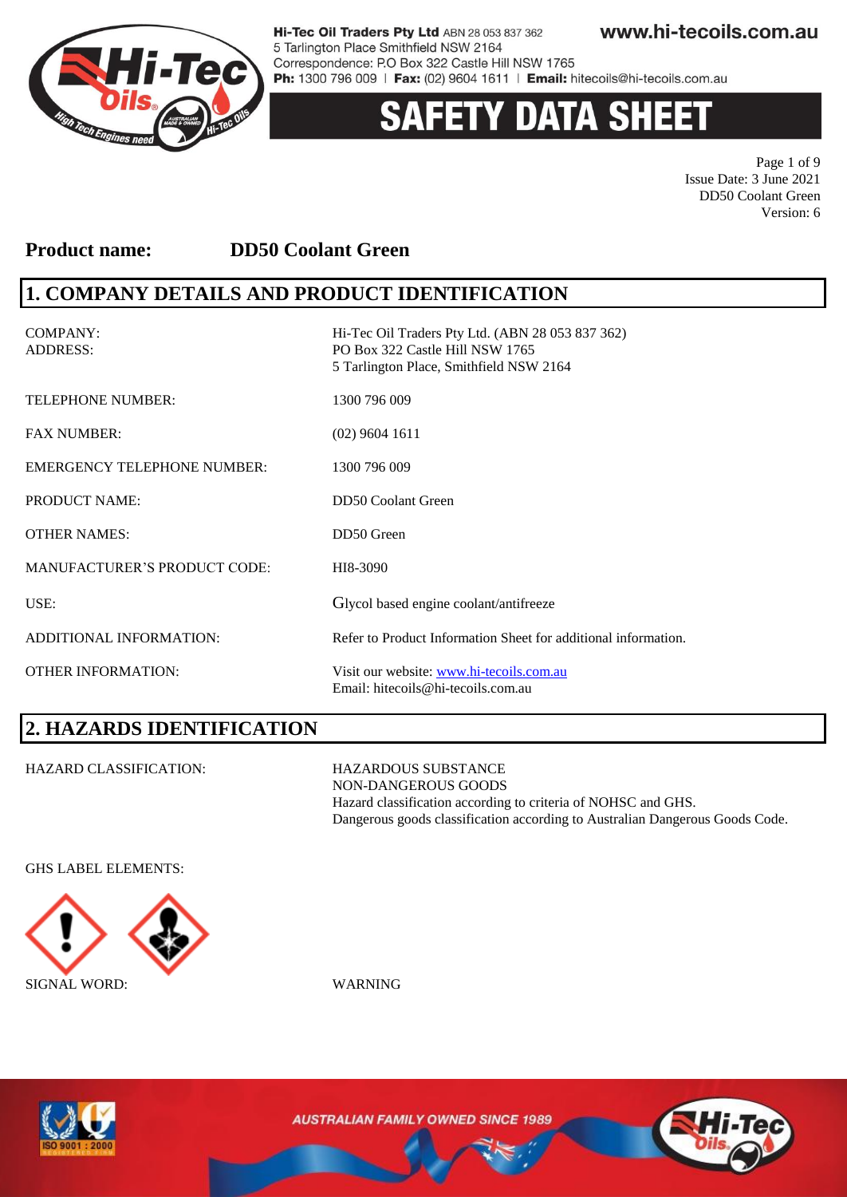Hi-Tec Oil Traders Pty Ltd ABN 28 053 837 362
5 Tarlington Place Smithfield NSW 2164
Correspondence: P.O Box 322 Castle Hill NSW 1765
Ph: 1300 796 009 | Fax: (02) 9604 1611 | Email: hitecoils@hi-tecoils.com.au

www.hi-tecoils.com.au

# SAFETY DATA SHEET

Issue Date: 3 June 2021
DD50 Coolant Green
Version: 6

**Product name: DD50 Coolant Green**

## 1. COMPANY DETAILS AND PRODUCT IDENTIFICATION

| | |
|---|---|
| COMPANY: | Hi-Tec Oil Traders Pty Ltd. (ABN 28 053 837 362) |
| ADDRESS: | PO Box 322 Castle Hill NSW 1765<br>5 Tarlington Place, Smithfield NSW 2164 |
| TELEPHONE NUMBER: | 1300 796 009 |
| FAX NUMBER: | (02) 9604 1611 |
| EMERGENCY TELEPHONE NUMBER: | 1300 796 009 |
| PRODUCT NAME: | DD50 Coolant Green |
| OTHER NAMES: | DD50 Green |
| MANUFACTURER'S PRODUCT CODE: | HI8-3090 |
| USE: | Glycol based engine coolant/antifreeze |
| ADDITIONAL INFORMATION: | Refer to Product Information Sheet for additional information. |
| OTHER INFORMATION: | Visit our website: www.hi-tecoils.com.au<br>Email: hitecoils@hi-tecoils.com.au |

## 2. HAZARDS IDENTIFICATION

HAZARD CLASSIFICATION:

HAZARDOUS SUBSTANCE
NON-DANGEROUS GOODS
Hazard classification according to criteria of NOHSC and GHS.
Dangerous goods classification according to Australian Dangerous Goods Code.

GHS LABEL ELEMENTS:

SIGNAL WORD: WARNING

AUSTRALIAN FAMILY OWNED SINCE 1989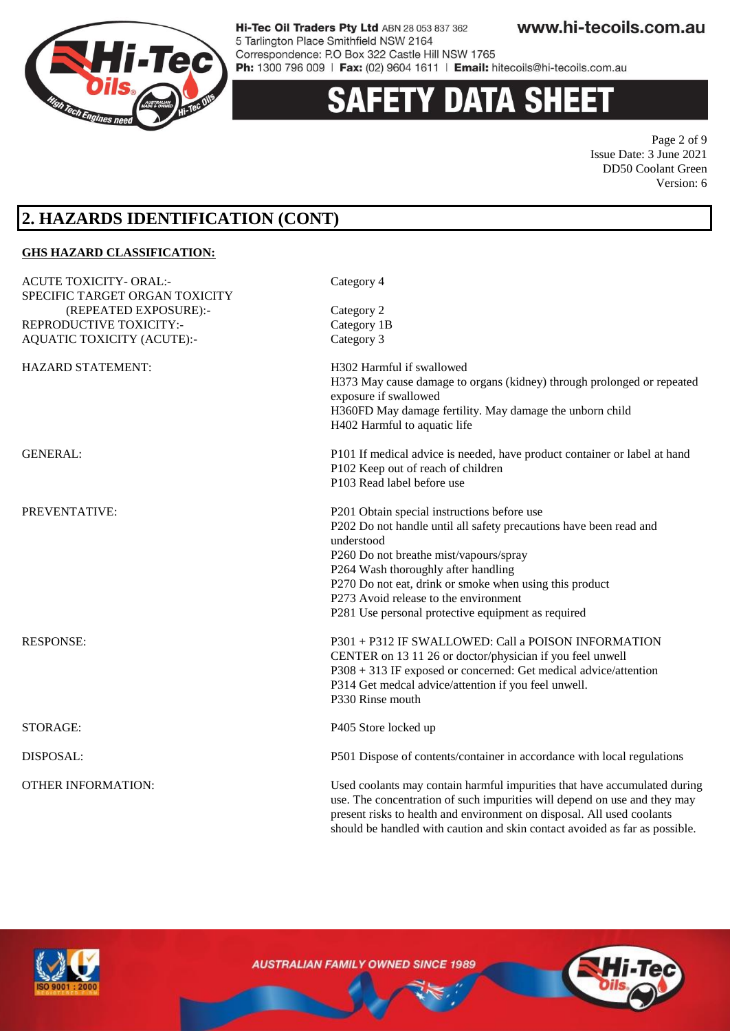## 2. HAZARDS IDENTIFICATION (CONT)

**GHS HAZARD CLASSIFICATION:**

| | |
|---|---|
| ACUTE TOXICITY- ORAL:- | Category 4 |
| SPECIFIC TARGET ORGAN TOXICITY (REPEATED EXPOSURE):- | Category 2 |
| REPRODUCTIVE TOXICITY:- | Category 1B |
| AQUATIC TOXICITY (ACUTE):- | Category 3 |

HAZARD STATEMENT:

H302 Harmful if swallowed
H373 May cause damage to organs (kidney) through prolonged or repeated exposure if swallowed
H360FD May damage fertility. May damage the unborn child
H402 Harmful to aquatic life

GENERAL:

P101 If medical advice is needed, have product container or label at hand
P102 Keep out of reach of children
P103 Read label before use

PREVENTATIVE:

P201 Obtain special instructions before use
P202 Do not handle until all safety precautions have been read and understood
P260 Do not breathe mist/vapours/spray
P264 Wash thoroughly after handling
P270 Do not eat, drink or smoke when using this product
P273 Avoid release to the environment
P281 Use personal protective equipment as required

RESPONSE:

P301 + P312 IF SWALLOWED: Call a POISON INFORMATION CENTER on 13 11 26 or doctor/physician if you feel unwell
P308 + 313 IF exposed or concerned: Get medical advice/attention
P314 Get medcal advice/attention if you feel unwell.
P330 Rinse mouth

STORAGE:

P405 Store locked up

DISPOSAL:

P501 Dispose of contents/container in accordance with local regulations

OTHER INFORMATION:

Used coolants may contain harmful impurities that have accumulated during use. The concentration of such impurities will depend on use and they may present risks to health and environment on disposal. All used coolants should be handled with caution and skin contact avoided as far as possible.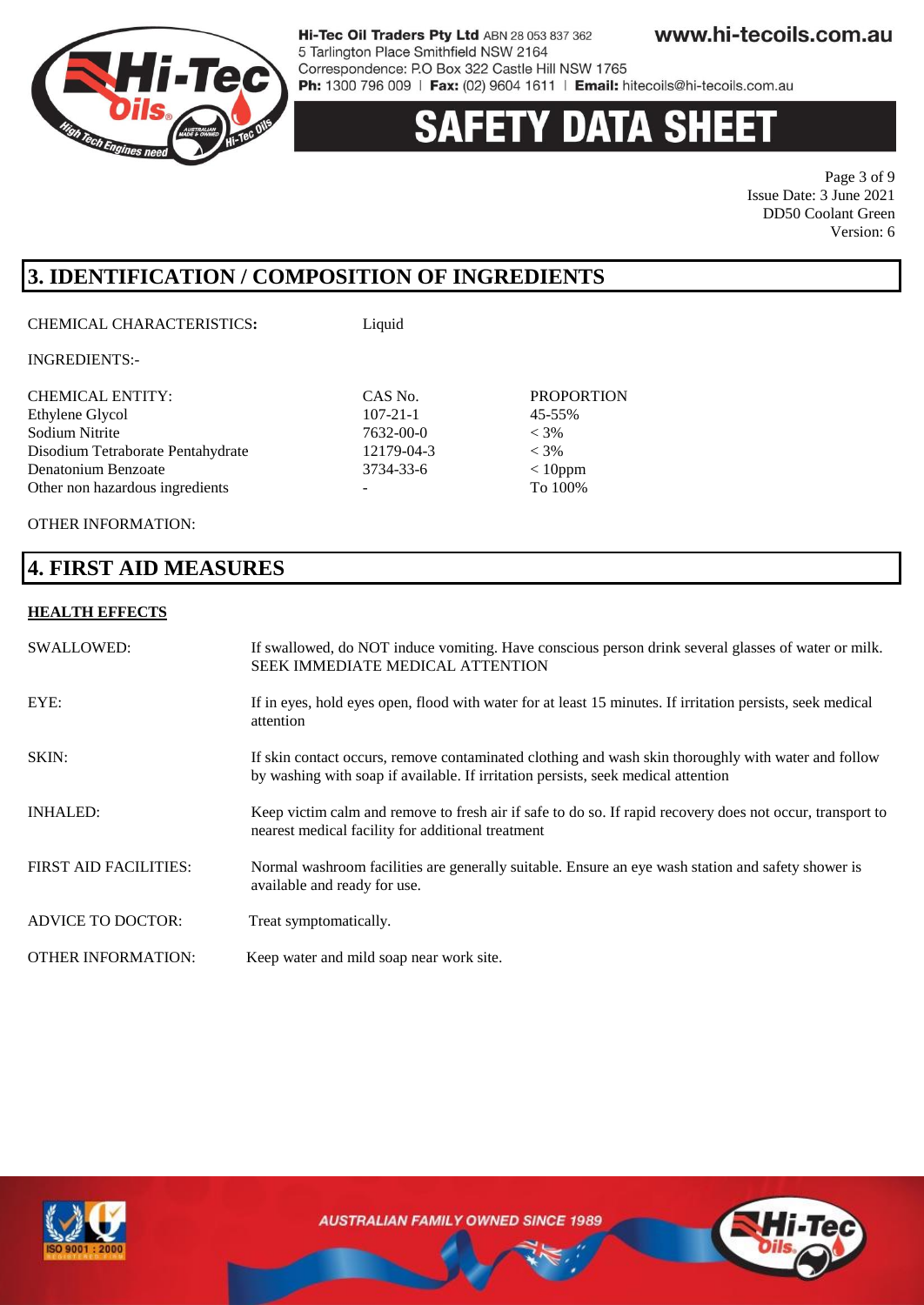## 3. IDENTIFICATION / COMPOSITION OF INGREDIENTS

CHEMICAL CHARACTERISTICS**:** Liquid

INGREDIENTS:-

| CHEMICAL ENTITY: | CAS No. | PROPORTION |
|---|---|---|
| Ethylene Glycol | 107-21-1 | 45-55% |
| Sodium Nitrite | 7632-00-0 | < 3% |
| Disodium Tetraborate Pentahydrate | 12179-04-3 | < 3% |
| Denatonium Benzoate | 3734-33-6 | < 10ppm |
| Other non hazardous ingredients | - | To 100% |

OTHER INFORMATION:

## 4. FIRST AID MEASURES

**HEALTH EFFECTS**

SWALLOWED: If swallowed, do NOT induce vomiting. Have conscious person drink several glasses of water or milk. SEEK IMMEDIATE MEDICAL ATTENTION

EYE: If in eyes, hold eyes open, flood with water for at least 15 minutes. If irritation persists, seek medical attention

SKIN: If skin contact occurs, remove contaminated clothing and wash skin thoroughly with water and follow by washing with soap if available. If irritation persists, seek medical attention

INHALED: Keep victim calm and remove to fresh air if safe to do so. If rapid recovery does not occur, transport to nearest medical facility for additional treatment

FIRST AID FACILITIES: Normal washroom facilities are generally suitable. Ensure an eye wash station and safety shower is available and ready for use.

ADVICE TO DOCTOR: Treat symptomatically.

OTHER INFORMATION: Keep water and mild soap near work site.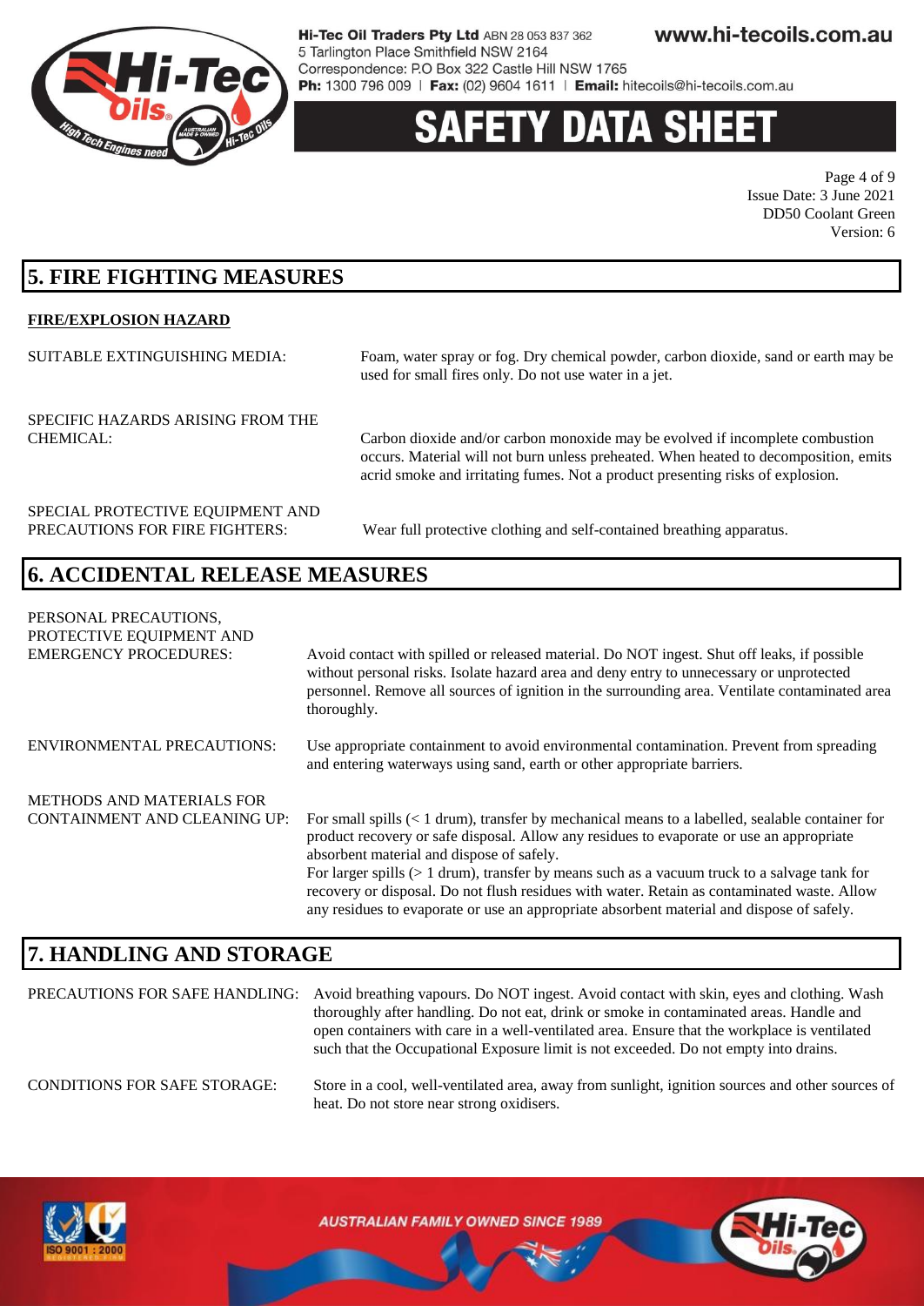## 5. FIRE FIGHTING MEASURES

**FIRE/EXPLOSION HAZARD**

SUITABLE EXTINGUISHING MEDIA: Foam, water spray or fog. Dry chemical powder, carbon dioxide, sand or earth may be used for small fires only. Do not use water in a jet.

SPECIFIC HAZARDS ARISING FROM THE CHEMICAL: Carbon dioxide and/or carbon monoxide may be evolved if incomplete combustion occurs. Material will not burn unless preheated. When heated to decomposition, emits acrid smoke and irritating fumes. Not a product presenting risks of explosion.

SPECIAL PROTECTIVE EQUIPMENT AND PRECAUTIONS FOR FIRE FIGHTERS: Wear full protective clothing and self-contained breathing apparatus.

## 6. ACCIDENTAL RELEASE MEASURES

PERSONAL PRECAUTIONS, PROTECTIVE EQUIPMENT AND EMERGENCY PROCEDURES: Avoid contact with spilled or released material. Do NOT ingest. Shut off leaks, if possible without personal risks. Isolate hazard area and deny entry to unnecessary or unprotected personnel. Remove all sources of ignition in the surrounding area. Ventilate contaminated area thoroughly.

ENVIRONMENTAL PRECAUTIONS: Use appropriate containment to avoid environmental contamination. Prevent from spreading and entering waterways using sand, earth or other appropriate barriers.

METHODS AND MATERIALS FOR CONTAINMENT AND CLEANING UP: For small spills (< 1 drum), transfer by mechanical means to a labelled, sealable container for product recovery or safe disposal. Allow any residues to evaporate or use an appropriate absorbent material and dispose of safely.
For larger spills (> 1 drum), transfer by means such as a vacuum truck to a salvage tank for recovery or disposal. Do not flush residues with water. Retain as contaminated waste. Allow any residues to evaporate or use an appropriate absorbent material and dispose of safely.

## 7. HANDLING AND STORAGE

PRECAUTIONS FOR SAFE HANDLING: Avoid breathing vapours. Do NOT ingest. Avoid contact with skin, eyes and clothing. Wash thoroughly after handling. Do not eat, drink or smoke in contaminated areas. Handle and open containers with care in a well-ventilated area. Ensure that the workplace is ventilated such that the Occupational Exposure limit is not exceeded. Do not empty into drains.

CONDITIONS FOR SAFE STORAGE: Store in a cool, well-ventilated area, away from sunlight, ignition sources and other sources of heat. Do not store near strong oxidisers.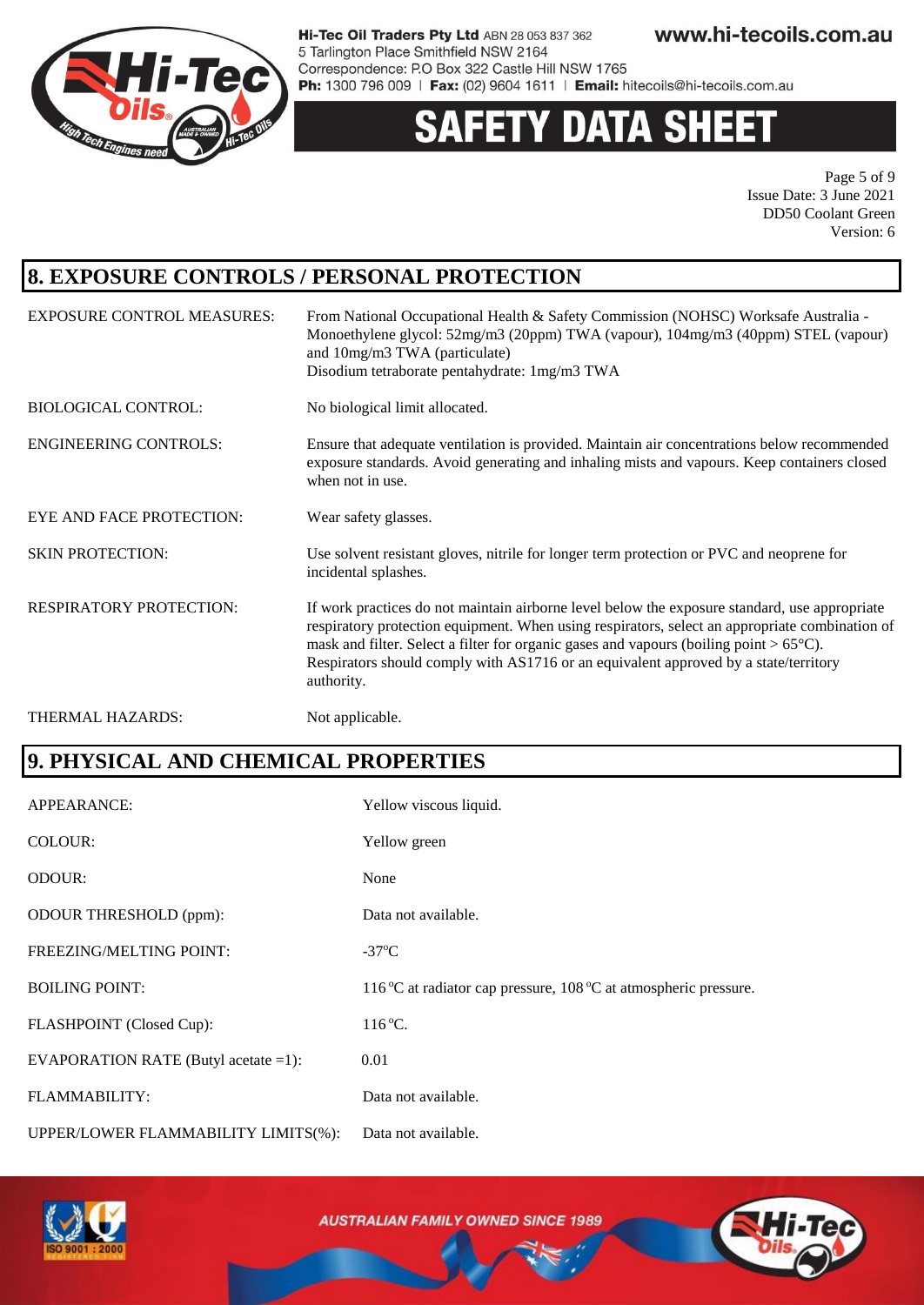## 8. EXPOSURE CONTROLS / PERSONAL PROTECTION

| | |
|---|---|
| EXPOSURE CONTROL MEASURES: | From National Occupational Health & Safety Commission (NOHSC) Worksafe Australia - Monoethylene glycol: 52mg/m3 (20ppm) TWA (vapour), 104mg/m3 (40ppm) STEL (vapour) and 10mg/m3 TWA (particulate)<br>Disodium tetraborate pentahydrate: 1mg/m3 TWA |
| BIOLOGICAL CONTROL: | No biological limit allocated. |
| ENGINEERING CONTROLS: | Ensure that adequate ventilation is provided. Maintain air concentrations below recommended exposure standards. Avoid generating and inhaling mists and vapours. Keep containers closed when not in use. |
| EYE AND FACE PROTECTION: | Wear safety glasses. |
| SKIN PROTECTION: | Use solvent resistant gloves, nitrile for longer term protection or PVC and neoprene for incidental splashes. |
| RESPIRATORY PROTECTION: | If work practices do not maintain airborne level below the exposure standard, use appropriate respiratory protection equipment. When using respirators, select an appropriate combination of mask and filter. Select a filter for organic gases and vapours (boiling point > 65°C). Respirators should comply with AS1716 or an equivalent approved by a state/territory authority. |
| THERMAL HAZARDS: | Not applicable. |

## 9. PHYSICAL AND CHEMICAL PROPERTIES

| | |
|---|---|
| APPEARANCE: | Yellow viscous liquid. |
| COLOUR: | Yellow green |
| ODOUR: | None |
| ODOUR THRESHOLD (ppm): | Data not available. |
| FREEZING/MELTING POINT: | -37°C |
| BOILING POINT: | 116 °C at radiator cap pressure, 108 °C at atmospheric pressure. |
| FLASHPOINT (Closed Cup): | 116 °C. |
| EVAPORATION RATE (Butyl acetate =1): | 0.01 |
| FLAMMABILITY: | Data not available. |
| UPPER/LOWER FLAMMABILITY LIMITS(%): | Data not available. |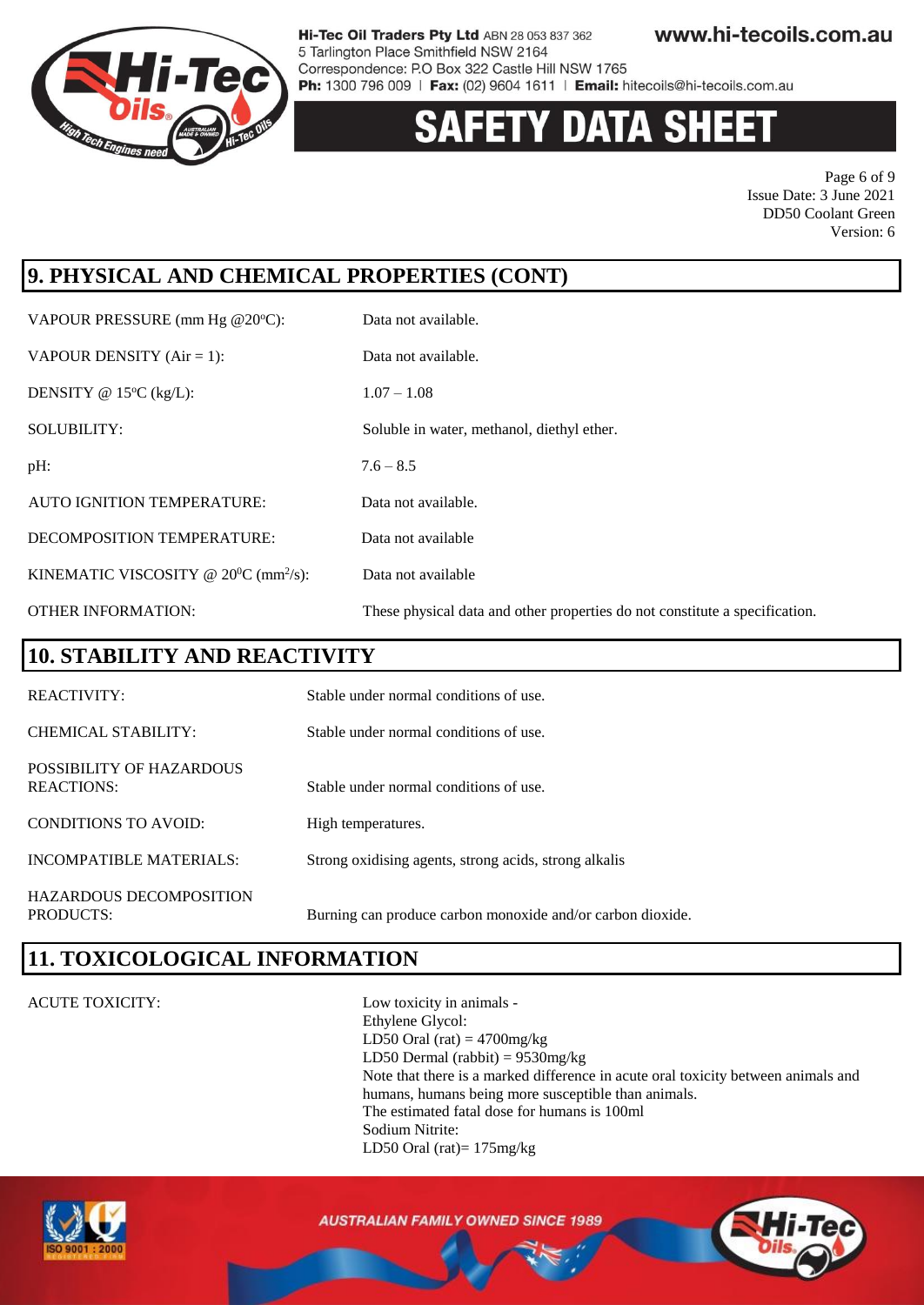## 9. PHYSICAL AND CHEMICAL PROPERTIES (CONT)

| | |
|---|---|
| VAPOUR PRESSURE (mm Hg @20°C): | Data not available. |
| VAPOUR DENSITY (Air = 1): | Data not available. |
| DENSITY @ 15°C (kg/L): | 1.07 – 1.08 |
| SOLUBILITY: | Soluble in water, methanol, diethyl ether. |
| pH: | 7.6 – 8.5 |
| AUTO IGNITION TEMPERATURE: | Data not available. |
| DECOMPOSITION TEMPERATURE: | Data not available |
| KINEMATIC VISCOSITY @ 20°C ($mm^2/s$): | Data not available |
| OTHER INFORMATION: | These physical data and other properties do not constitute a specification. |

## 10. STABILITY AND REACTIVITY

| | |
|---|---|
| REACTIVITY: | Stable under normal conditions of use. |
| CHEMICAL STABILITY: | Stable under normal conditions of use. |
| POSSIBILITY OF HAZARDOUS REACTIONS: | Stable under normal conditions of use. |
| CONDITIONS TO AVOID: | High temperatures. |
| INCOMPATIBLE MATERIALS: | Strong oxidising agents, strong acids, strong alkalis |
| HAZARDOUS DECOMPOSITION PRODUCTS: | Burning can produce carbon monoxide and/or carbon dioxide. |

## 11. TOXICOLOGICAL INFORMATION

ACUTE TOXICITY:

Low toxicity in animals -
Ethylene Glycol:
LD50 Oral (rat) = 4700mg/kg
LD50 Dermal (rabbit) = 9530mg/kg
Note that there is a marked difference in acute oral toxicity between animals and humans, humans being more susceptible than animals.
The estimated fatal dose for humans is 100ml
Sodium Nitrite:
LD50 Oral (rat)= 175mg/kg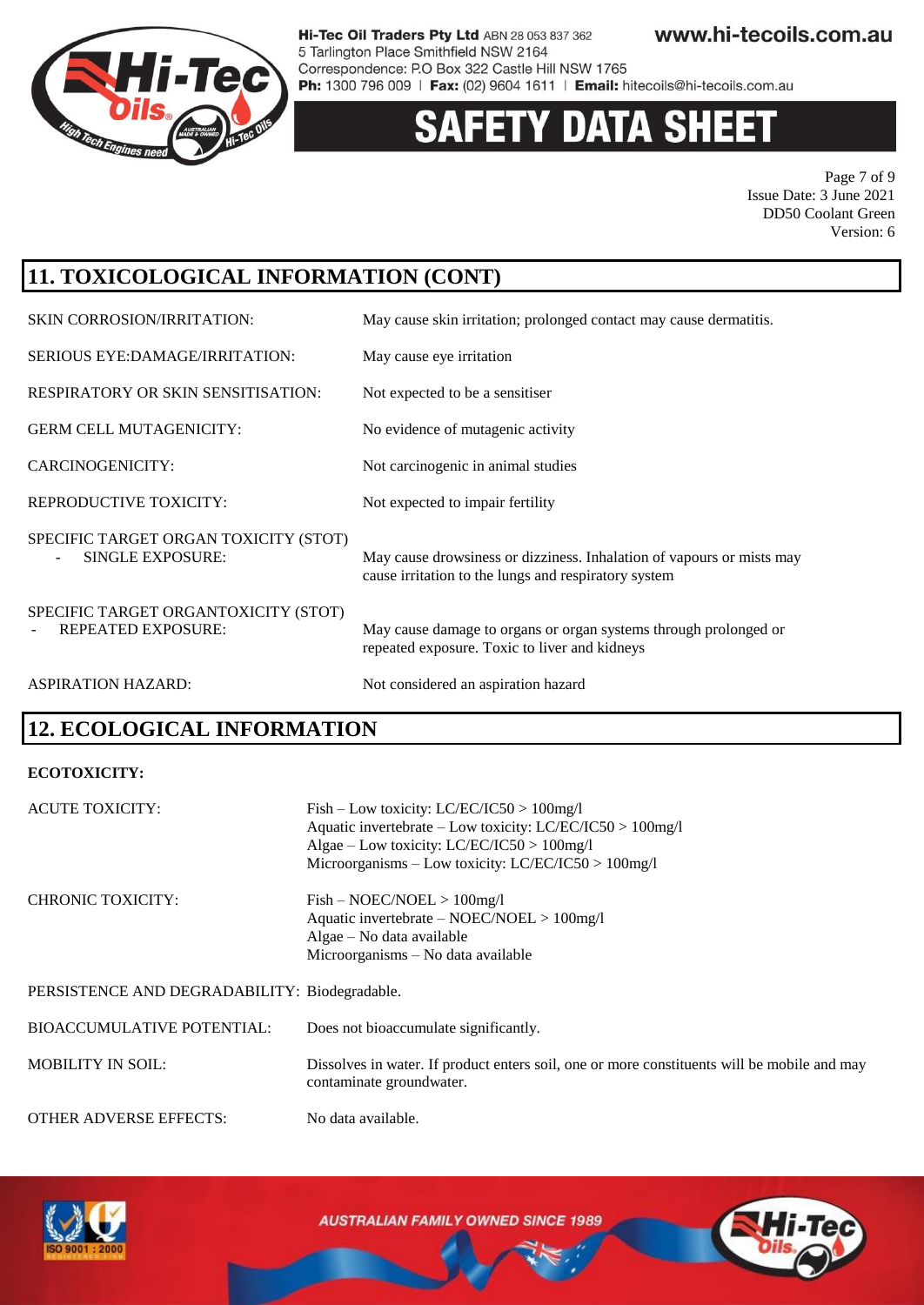## 11. TOXICOLOGICAL INFORMATION (CONT)

| | |
|---|---|
| SKIN CORROSION/IRRITATION: | May cause skin irritation; prolonged contact may cause dermatitis. |
| SERIOUS EYE:DAMAGE/IRRITATION: | May cause eye irritation |
| RESPIRATORY OR SKIN SENSITISATION: | Not expected to be a sensitiser |
| GERM CELL MUTAGENICITY: | No evidence of mutagenic activity |
| CARCINOGENICITY: | Not carcinogenic in animal studies |
| REPRODUCTIVE TOXICITY: | Not expected to impair fertility |
| SPECIFIC TARGET ORGAN TOXICITY (STOT) - SINGLE EXPOSURE: | May cause drowsiness or dizziness. Inhalation of vapours or mists may cause irritation to the lungs and respiratory system |
| SPECIFIC TARGET ORGANTOXICITY (STOT) - REPEATED EXPOSURE: | May cause damage to organs or organ systems through prolonged or repeated exposure. Toxic to liver and kidneys |
| ASPIRATION HAZARD: | Not considered an aspiration hazard |

## 12. ECOLOGICAL INFORMATION

**ECOTOXICITY:**

ACUTE TOXICITY:
Fish – Low toxicity: LC/EC/IC50 > 100mg/l
Aquatic invertebrate – Low toxicity: LC/EC/IC50 > 100mg/l
Algae – Low toxicity: LC/EC/IC50 > 100mg/l
Microorganisms – Low toxicity: LC/EC/IC50 > 100mg/l

CHRONIC TOXICITY:
Fish – NOEC/NOEL > 100mg/l
Aquatic invertebrate – NOEC/NOEL > 100mg/l
Algae – No data available
Microorganisms – No data available

PERSISTENCE AND DEGRADABILITY: Biodegradable.

BIOACCUMULATIVE POTENTIAL: Does not bioaccumulate significantly.

MOBILITY IN SOIL: Dissolves in water. If product enters soil, one or more constituents will be mobile and may contaminate groundwater.

OTHER ADVERSE EFFECTS: No data available.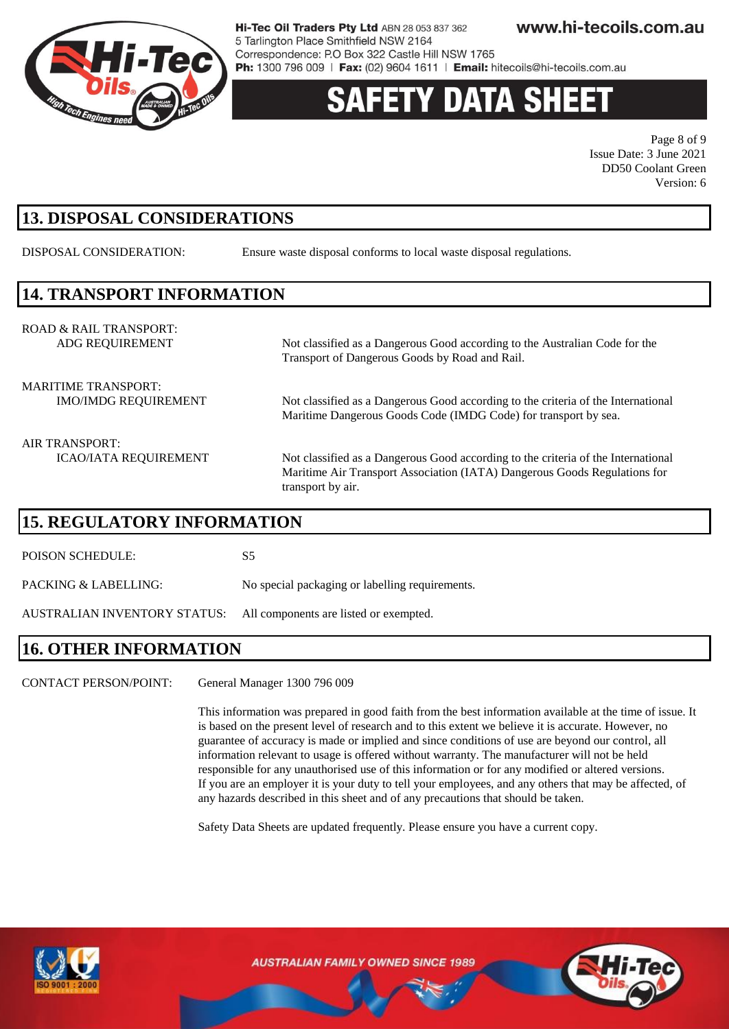## 13. DISPOSAL CONSIDERATIONS

DISPOSAL CONSIDERATION: Ensure waste disposal conforms to local waste disposal regulations.

## 14. TRANSPORT INFORMATION

ROAD & RAIL TRANSPORT:

ADG REQUIREMENT: Not classified as a Dangerous Good according to the Australian Code for the Transport of Dangerous Goods by Road and Rail.

MARITIME TRANSPORT:

IMO/IMDG REQUIREMENT: Not classified as a Dangerous Good according to the criteria of the International Maritime Dangerous Goods Code (IMDG Code) for transport by sea.

AIR TRANSPORT:

ICAO/IATA REQUIREMENT: Not classified as a Dangerous Good according to the criteria of the International Maritime Air Transport Association (IATA) Dangerous Goods Regulations for transport by air.

## 15. REGULATORY INFORMATION

POISON SCHEDULE: S5

PACKING & LABELLING: No special packaging or labelling requirements.

AUSTRALIAN INVENTORY STATUS: All components are listed or exempted.

## 16. OTHER INFORMATION

CONTACT PERSON/POINT: General Manager 1300 796 009

This information was prepared in good faith from the best information available at the time of issue. It is based on the present level of research and to this extent we believe it is accurate. However, no guarantee of accuracy is made or implied and since conditions of use are beyond our control, all information relevant to usage is offered without warranty. The manufacturer will not be held responsible for any unauthorised use of this information or for any modified or altered versions. If you are an employer it is your duty to tell your employees, and any others that may be affected, of any hazards described in this sheet and of any precautions that should be taken.

Safety Data Sheets are updated frequently. Please ensure you have a current copy.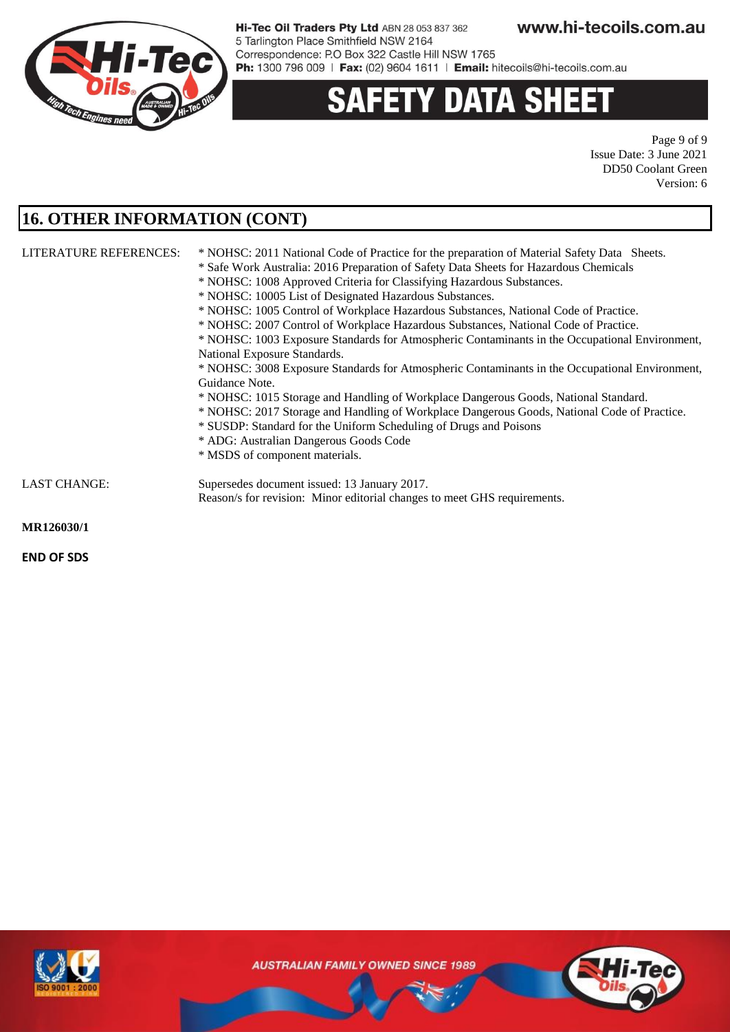## 16. OTHER INFORMATION (CONT)

| | |
|---|---|
| LITERATURE REFERENCES: | * NOHSC: 2011 National Code of Practice for the preparation of Material Safety Data Sheets.<br>* Safe Work Australia: 2016 Preparation of Safety Data Sheets for Hazardous Chemicals<br>* NOHSC: 1008 Approved Criteria for Classifying Hazardous Substances.<br>* NOHSC: 10005 List of Designated Hazardous Substances.<br>* NOHSC: 1005 Control of Workplace Hazardous Substances, National Code of Practice.<br>* NOHSC: 2007 Control of Workplace Hazardous Substances, National Code of Practice.<br>* NOHSC: 1003 Exposure Standards for Atmospheric Contaminants in the Occupational Environment, National Exposure Standards.<br>* NOHSC: 3008 Exposure Standards for Atmospheric Contaminants in the Occupational Environment, Guidance Note.<br>* NOHSC: 1015 Storage and Handling of Workplace Dangerous Goods, National Standard.<br>* NOHSC: 2017 Storage and Handling of Workplace Dangerous Goods, National Code of Practice.<br>* SUSDP: Standard for the Uniform Scheduling of Drugs and Poisons<br>* ADG: Australian Dangerous Goods Code<br>* MSDS of component materials. |
| LAST CHANGE: | Supersedes document issued: 13 January 2017.<br>Reason/s for revision: Minor editorial changes to meet GHS requirements. |

**MR126030/1**

**END OF SDS**